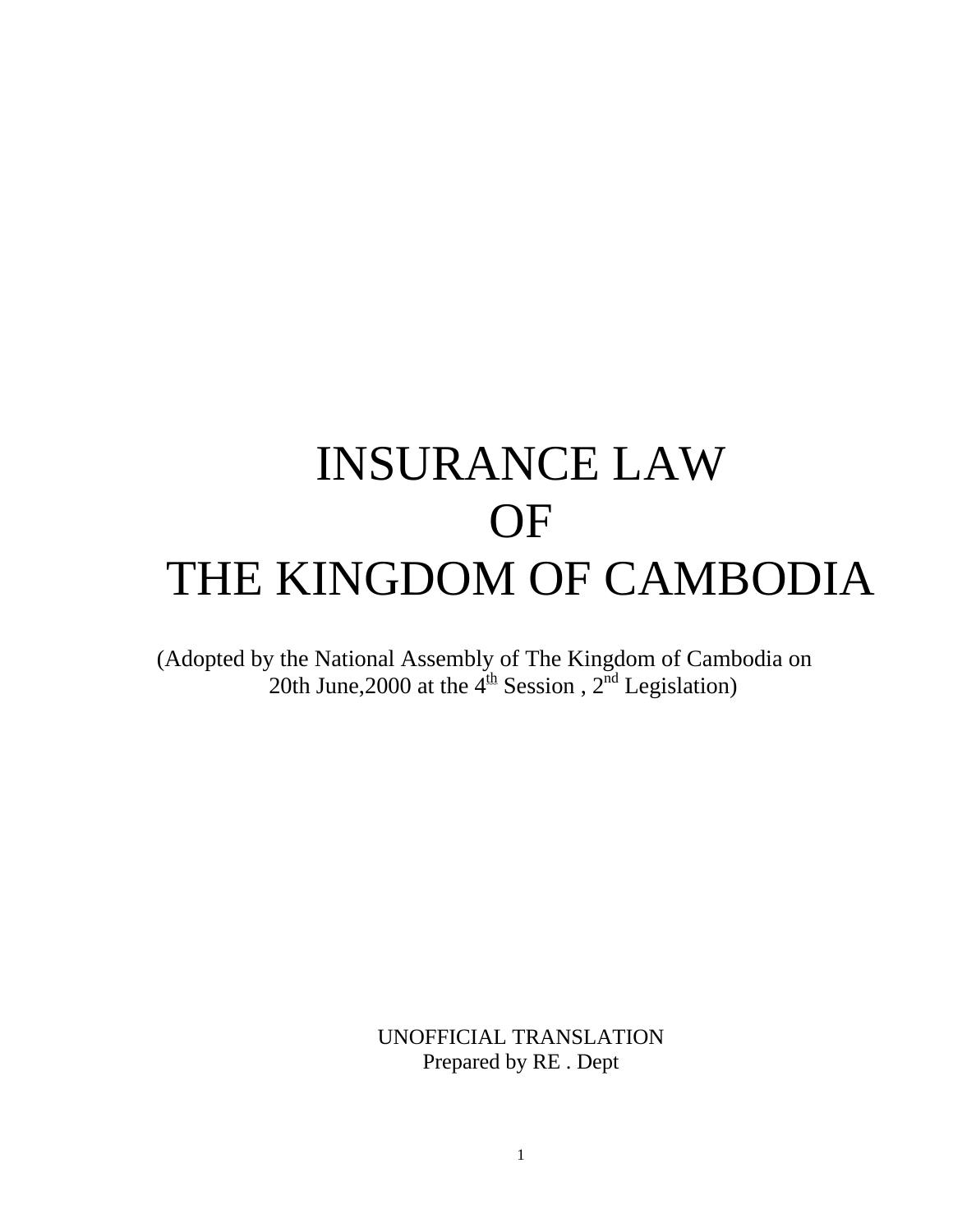# INSURANCE LAW
# OF
# THE KINGDOM OF CAMBODIA

(Adopted by the National Assembly of The Kingdom of Cambodia on 20th June,2000 at the 4th Session , 2nd Legislation)

UNOFFICIAL TRANSLATION
Prepared by RE . Dept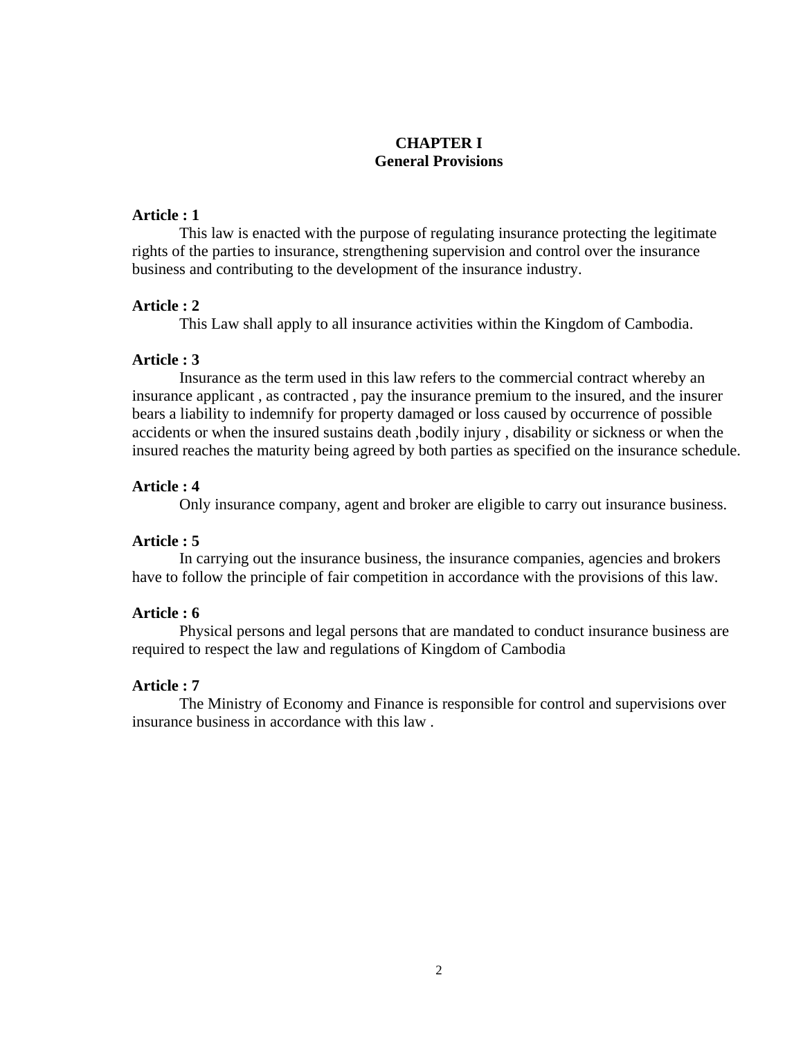## CHAPTER I
## General Provisions

**Article : 1**

This law is enacted with the purpose of regulating insurance protecting the legitimate rights of the parties to insurance, strengthening supervision and control over the insurance business and contributing to the development of the insurance industry.

**Article : 2**

This Law shall apply to all insurance activities within the Kingdom of Cambodia.

**Article : 3**

Insurance as the term used in this law refers to the commercial contract whereby an insurance applicant , as contracted , pay the insurance premium to the insured, and the insurer bears a liability to indemnify for property damaged or loss caused by occurrence of possible accidents or when the insured sustains death ,bodily injury , disability or sickness or when the insured reaches the maturity being agreed by both parties as specified on the insurance schedule.

**Article : 4**

Only insurance company, agent and broker are eligible to carry out insurance business.

**Article : 5**

In carrying out the insurance business, the insurance companies, agencies and brokers have to follow the principle of fair competition in accordance with the provisions of this law.

**Article : 6**

Physical persons and legal persons that are mandated to conduct insurance business are required to respect the law and regulations of Kingdom of Cambodia

**Article : 7**

The Ministry of Economy and Finance is responsible for control and supervisions over insurance business in accordance with this law .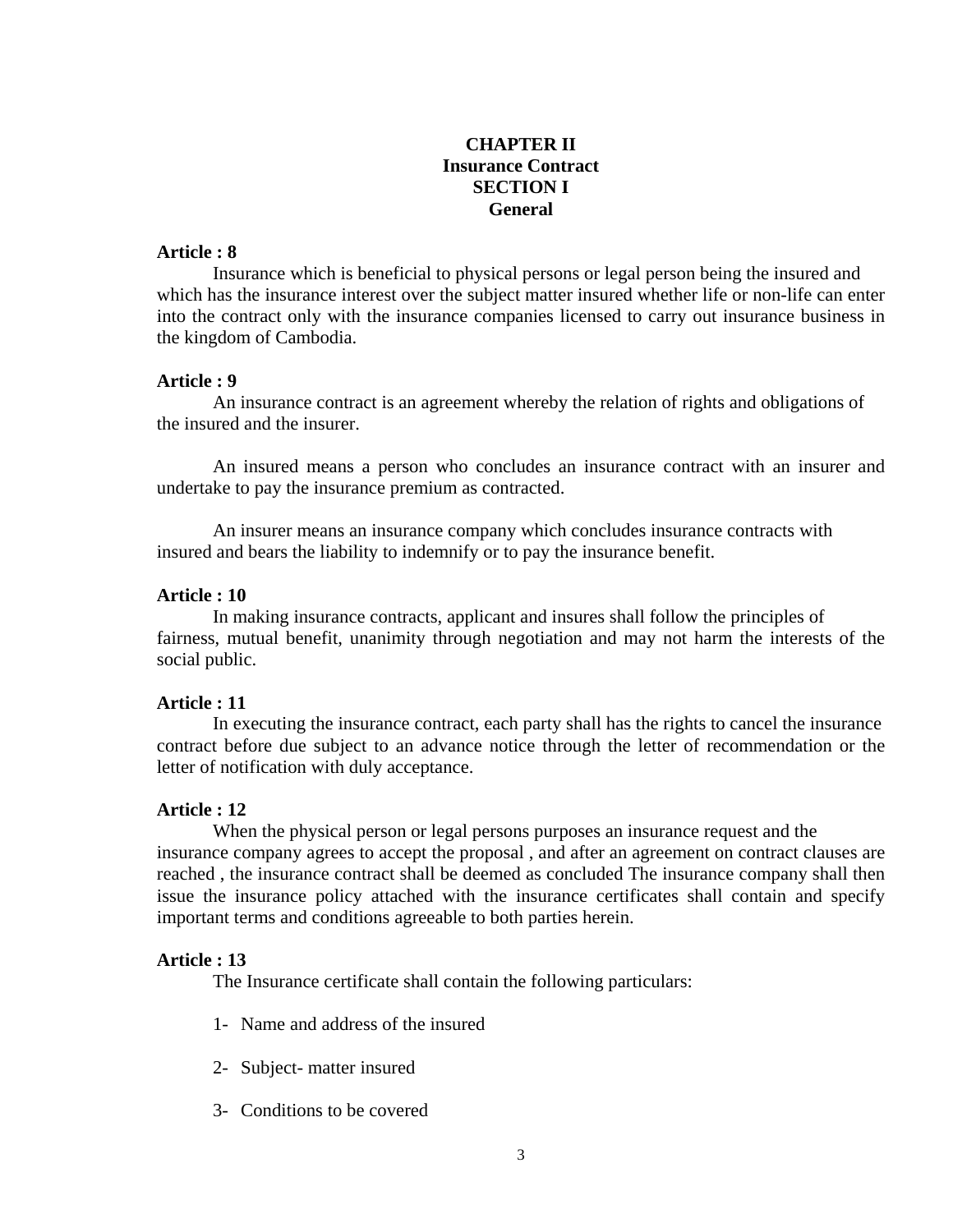# CHAPTER II
# Insurance Contract
## SECTION I
## General

**Article : 8**

Insurance which is beneficial to physical persons or legal person being the insured and which has the insurance interest over the subject matter insured whether life or non-life can enter into the contract only with the insurance companies licensed to carry out insurance business in the kingdom of Cambodia.

**Article : 9**

An insurance contract is an agreement whereby the relation of rights and obligations of the insured and the insurer.

An insured means a person who concludes an insurance contract with an insurer and undertake to pay the insurance premium as contracted.

An insurer means an insurance company which concludes insurance contracts with insured and bears the liability to indemnify or to pay the insurance benefit.

**Article : 10**

In making insurance contracts, applicant and insures shall follow the principles of fairness, mutual benefit, unanimity through negotiation and may not harm the interests of the social public.

**Article : 11**

In executing the insurance contract, each party shall has the rights to cancel the insurance contract before due subject to an advance notice through the letter of recommendation or the letter of notification with duly acceptance.

**Article : 12**

When the physical person or legal persons purposes an insurance request and the insurance company agrees to accept the proposal , and after an agreement on contract clauses are reached , the insurance contract shall be deemed as concluded The insurance company shall then issue the insurance policy attached with the insurance certificates shall contain and specify important terms and conditions agreeable to both parties herein.

**Article : 13**

The Insurance certificate shall contain the following particulars:

1- Name and address of the insured

2- Subject- matter insured

3- Conditions to be covered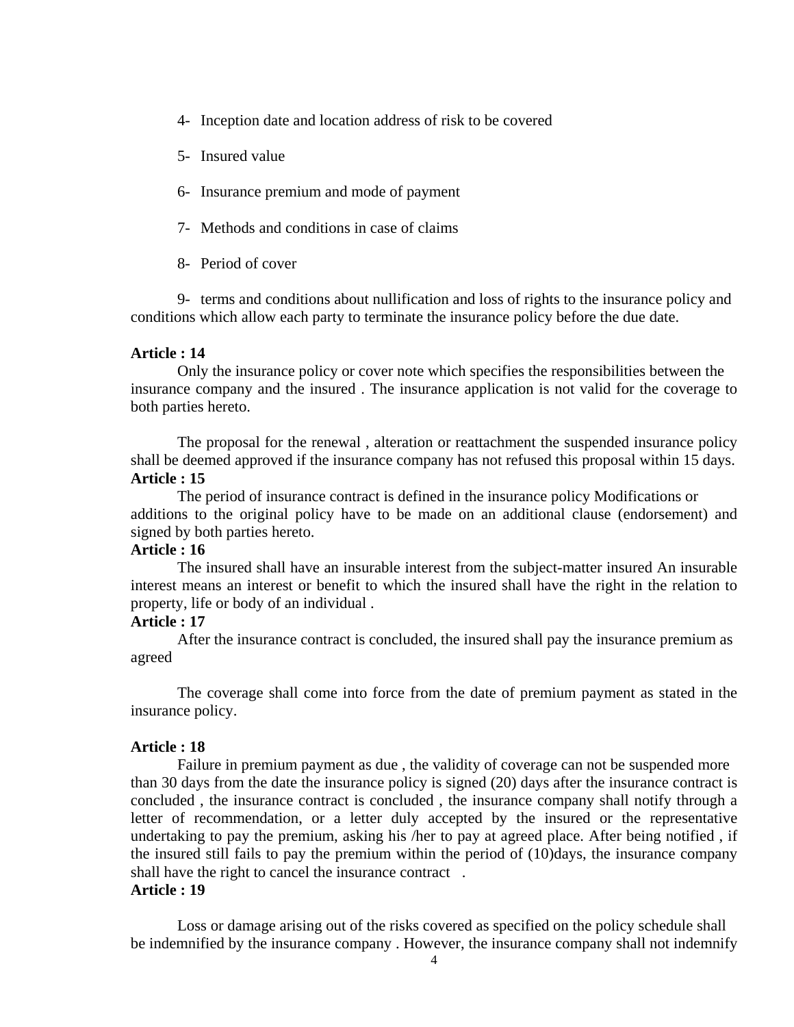4- Inception date and location address of risk to be covered

5- Insured value

6- Insurance premium and mode of payment

7- Methods and conditions in case of claims

8- Period of cover

9- terms and conditions about nullification and loss of rights to the insurance policy and conditions which allow each party to terminate the insurance policy before the due date.

**Article : 14**

Only the insurance policy or cover note which specifies the responsibilities between the insurance company and the insured . The insurance application is not valid for the coverage to both parties hereto.

The proposal for the renewal , alteration or reattachment the suspended insurance policy shall be deemed approved if the insurance company has not refused this proposal within 15 days.

**Article : 15**

The period of insurance contract is defined in the insurance policy Modifications or additions to the original policy have to be made on an additional clause (endorsement) and signed by both parties hereto.

**Article : 16**

The insured shall have an insurable interest from the subject-matter insured An insurable interest means an interest or benefit to which the insured shall have the right in the relation to property, life or body of an individual .

**Article : 17**

After the insurance contract is concluded, the insured shall pay the insurance premium as agreed

The coverage shall come into force from the date of premium payment as stated in the insurance policy.

**Article : 18**

Failure in premium payment as due , the validity of coverage can not be suspended more than 30 days from the date the insurance policy is signed (20) days after the insurance contract is concluded , the insurance contract is concluded , the insurance company shall notify through a letter of recommendation, or a letter duly accepted by the insured or the representative undertaking to pay the premium, asking his /her to pay at agreed place. After being notified , if the insured still fails to pay the premium within the period of (10)days, the insurance company shall have the right to cancel the insurance contract .

**Article : 19**

Loss or damage arising out of the risks covered as specified on the policy schedule shall be indemnified by the insurance company . However, the insurance company shall not indemnify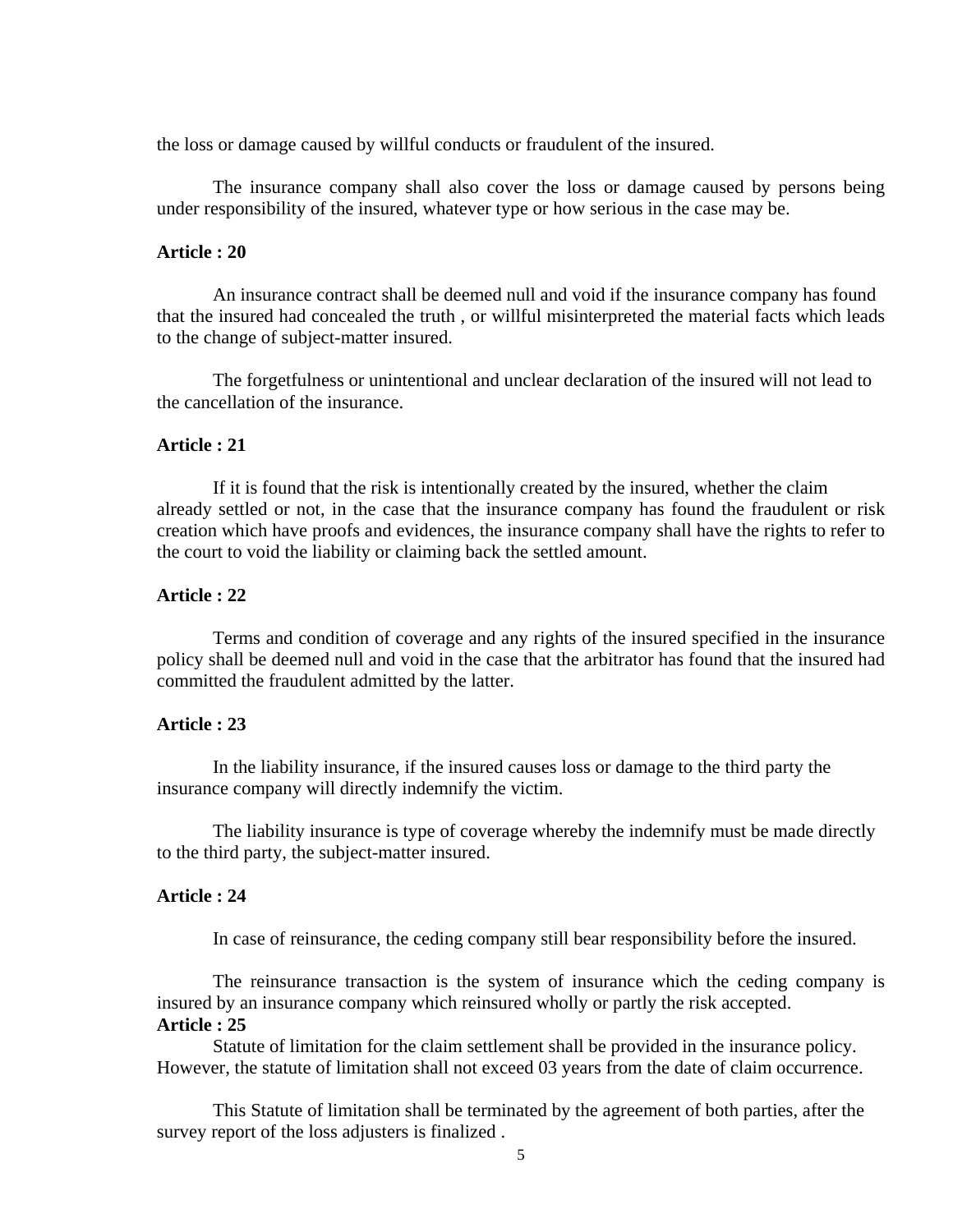the loss or damage caused by willful conducts or fraudulent of the insured.

The insurance company shall also cover the loss or damage caused by persons being under responsibility of the insured, whatever type or how serious in the case may be.

**Article : 20**

An insurance contract shall be deemed null and void if the insurance company has found that the insured had concealed the truth , or willful misinterpreted the material facts which leads to the change of subject-matter insured.

The forgetfulness or unintentional and unclear declaration of the insured will not lead to the cancellation of the insurance.

**Article : 21**

If it is found that the risk is intentionally created by the insured, whether the claim already settled or not, in the case that the insurance company has found the fraudulent or risk creation which have proofs and evidences, the insurance company shall have the rights to refer to the court to void the liability or claiming back the settled amount.

**Article : 22**

Terms and condition of coverage and any rights of the insured specified in the insurance policy shall be deemed null and void in the case that the arbitrator has found that the insured had committed the fraudulent admitted by the latter.

**Article : 23**

In the liability insurance, if the insured causes loss or damage to the third party the insurance company will directly indemnify the victim.

The liability insurance is type of coverage whereby the indemnify must be made directly to the third party, the subject-matter insured.

**Article : 24**

In case of reinsurance, the ceding company still bear responsibility before the insured.

The reinsurance transaction is the system of insurance which the ceding company is insured by an insurance company which reinsured wholly or partly the risk accepted.

**Article : 25**

Statute of limitation for the claim settlement shall be provided in the insurance policy. However, the statute of limitation shall not exceed 03 years from the date of claim occurrence.

This Statute of limitation shall be terminated by the agreement of both parties, after the survey report of the loss adjusters is finalized .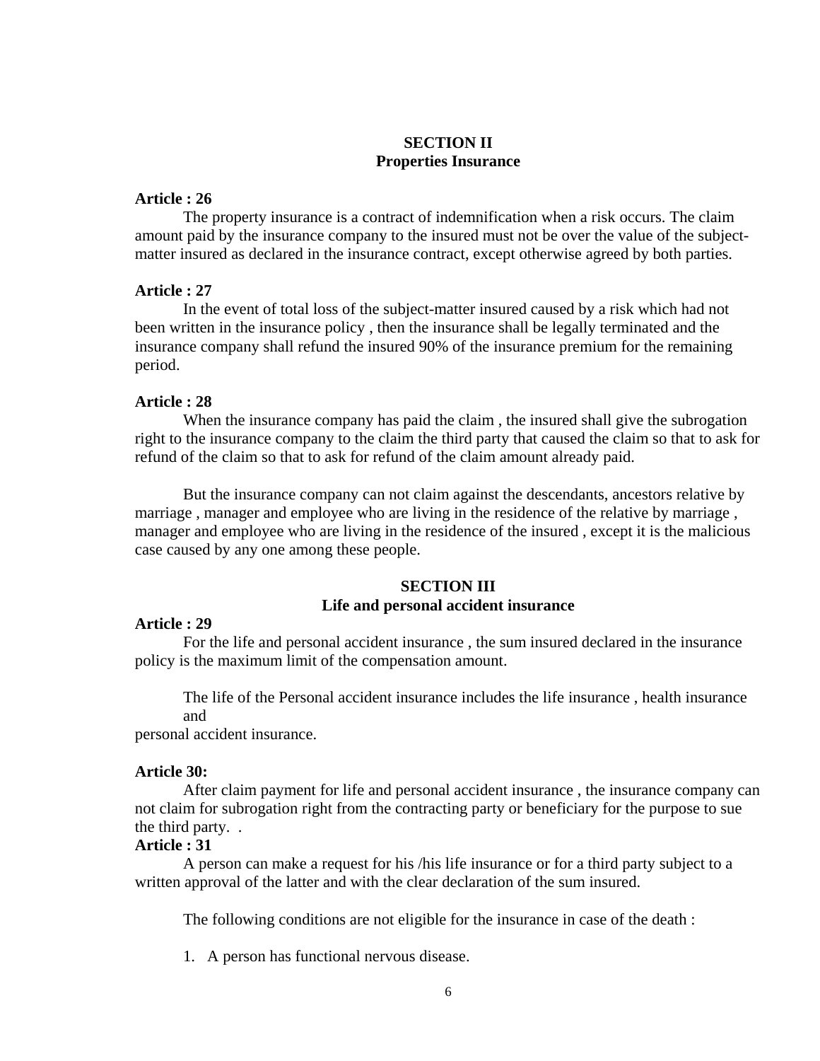## SECTION II
## Properties Insurance

**Article : 26**

The property insurance is a contract of indemnification when a risk occurs. The claim amount paid by the insurance company to the insured must not be over the value of the subject-matter insured as declared in the insurance contract, except otherwise agreed by both parties.

**Article : 27**

In the event of total loss of the subject-matter insured caused by a risk which had not been written in the insurance policy , then the insurance shall be legally terminated and the insurance company shall refund the insured 90% of the insurance premium for the remaining period.

**Article : 28**

When the insurance company has paid the claim , the insured shall give the subrogation right to the insurance company to the claim the third party that caused the claim so that to ask for refund of the claim so that to ask for refund of the claim amount already paid.

But the insurance company can not claim against the descendants, ancestors relative by marriage , manager and employee who are living in the residence of the relative by marriage , manager and employee who are living in the residence of the insured , except it is the malicious case caused by any one among these people.

## SECTION III
## Life and personal accident insurance

**Article : 29**

For the life and personal accident insurance , the sum insured declared in the insurance policy is the maximum limit of the compensation amount.

The life of the Personal accident insurance includes the life insurance , health insurance and
personal accident insurance.

**Article 30:**

After claim payment for life and personal accident insurance , the insurance company can not claim for subrogation right from the contracting party or beneficiary for the purpose to sue the third party. .

**Article : 31**

A person can make a request for his /his life insurance or for a third party subject to a written approval of the latter and with the clear declaration of the sum insured.

The following conditions are not eligible for the insurance in case of the death :

1. A person has functional nervous disease.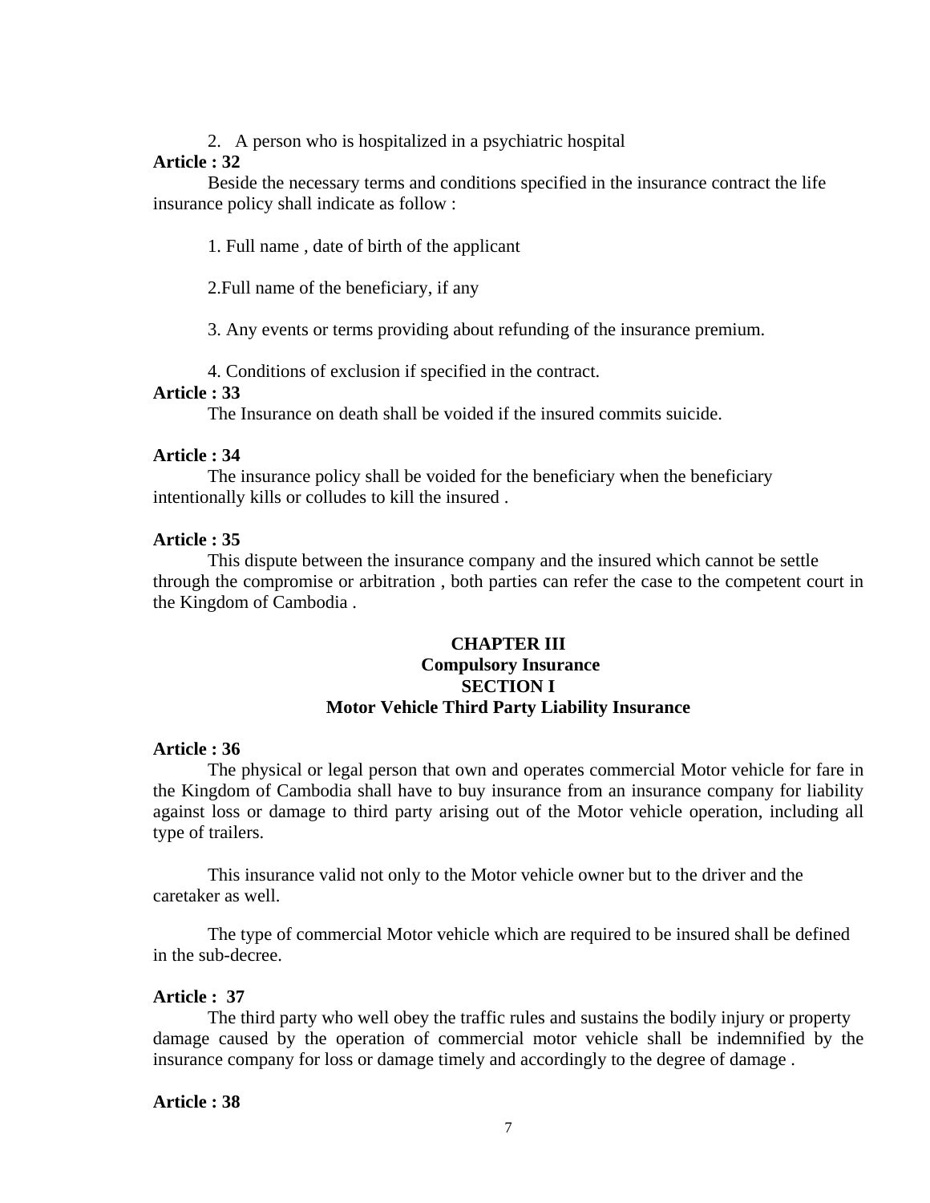2. A person who is hospitalized in a psychiatric hospital

**Article : 32**

Beside the necessary terms and conditions specified in the insurance contract the life insurance policy shall indicate as follow :

1. Full name , date of birth of the applicant

2.Full name of the beneficiary, if any

3. Any events or terms providing about refunding of the insurance premium.

4. Conditions of exclusion if specified in the contract.

**Article : 33**

The Insurance on death shall be voided if the insured commits suicide.

**Article : 34**

The insurance policy shall be voided for the beneficiary when the beneficiary intentionally kills or colludes to kill the insured .

**Article : 35**

This dispute between the insurance company and the insured which cannot be settle through the compromise or arbitration , both parties can refer the case to the competent court in the Kingdom of Cambodia .

## CHAPTER III
## Compulsory Insurance
### SECTION I
### Motor Vehicle Third Party Liability Insurance

**Article : 36**

The physical or legal person that own and operates commercial Motor vehicle for fare in the Kingdom of Cambodia shall have to buy insurance from an insurance company for liability against loss or damage to third party arising out of the Motor vehicle operation, including all type of trailers.

This insurance valid not only to the Motor vehicle owner but to the driver and the caretaker as well.

The type of commercial Motor vehicle which are required to be insured shall be defined in the sub-decree.

**Article : 37**

The third party who well obey the traffic rules and sustains the bodily injury or property damage caused by the operation of commercial motor vehicle shall be indemnified by the insurance company for loss or damage timely and accordingly to the degree of damage .

**Article : 38**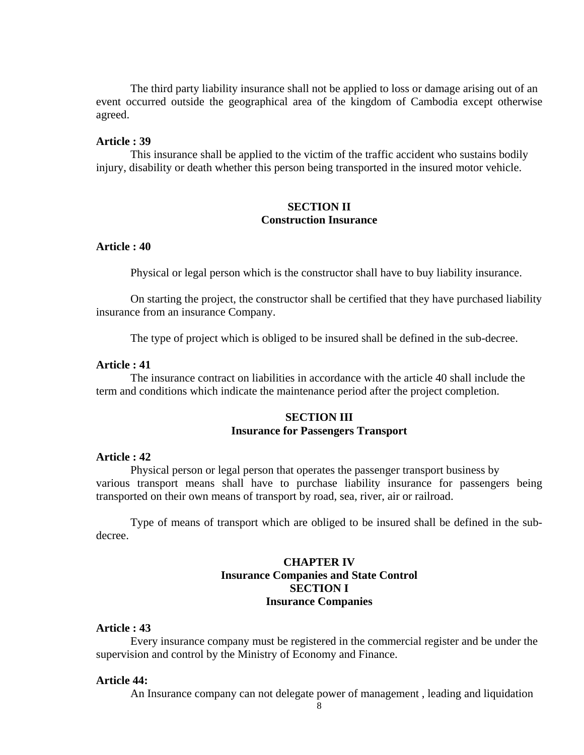The third party liability insurance shall not be applied to loss or damage arising out of an event occurred outside the geographical area of the kingdom of Cambodia except otherwise agreed.

**Article : 39**

This insurance shall be applied to the victim of the traffic accident who sustains bodily injury, disability or death whether this person being transported in the insured motor vehicle.

## SECTION II
## Construction Insurance

**Article : 40**

Physical or legal person which is the constructor shall have to buy liability insurance.

On starting the project, the constructor shall be certified that they have purchased liability insurance from an insurance Company.

The type of project which is obliged to be insured shall be defined in the sub-decree.

**Article : 41**

The insurance contract on liabilities in accordance with the article 40 shall include the term and conditions which indicate the maintenance period after the project completion.

## SECTION III
## Insurance for Passengers Transport

**Article : 42**

Physical person or legal person that operates the passenger transport business by various transport means shall have to purchase liability insurance for passengers being transported on their own means of transport by road, sea, river, air or railroad.

Type of means of transport which are obliged to be insured shall be defined in the sub-decree.

# CHAPTER IV
# Insurance Companies and State Control
## SECTION I
## Insurance Companies

**Article : 43**

Every insurance company must be registered in the commercial register and be under the supervision and control by the Ministry of Economy and Finance.

**Article 44:**

An Insurance company can not delegate power of management , leading and liquidation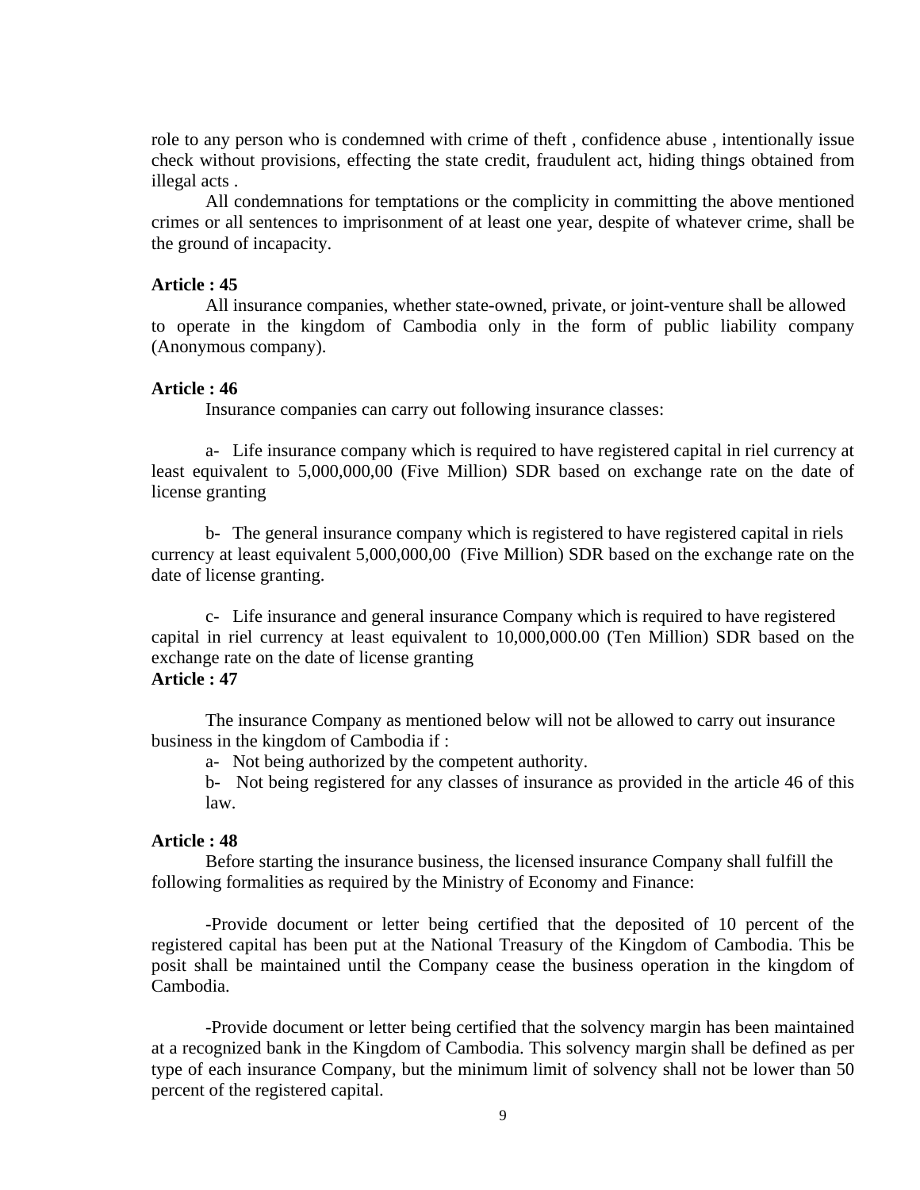role to any person who is condemned with crime of theft , confidence abuse , intentionally issue check without provisions, effecting the state credit, fraudulent act, hiding things obtained from illegal acts .

All condemnations for temptations or the complicity in committing the above mentioned crimes or all sentences to imprisonment of at least one year, despite of whatever crime, shall be the ground of incapacity.

**Article : 45**

All insurance companies, whether state-owned, private, or joint-venture shall be allowed to operate in the kingdom of Cambodia only in the form of public liability company (Anonymous company).

**Article : 46**

Insurance companies can carry out following insurance classes:

a- Life insurance company which is required to have registered capital in riel currency at least equivalent to 5,000,000,00 (Five Million) SDR based on exchange rate on the date of license granting

b- The general insurance company which is registered to have registered capital in riels currency at least equivalent 5,000,000,00 (Five Million) SDR based on the exchange rate on the date of license granting.

c- Life insurance and general insurance Company which is required to have registered capital in riel currency at least equivalent to 10,000,000.00 (Ten Million) SDR based on the exchange rate on the date of license granting

**Article : 47**

The insurance Company as mentioned below will not be allowed to carry out insurance business in the kingdom of Cambodia if :

a- Not being authorized by the competent authority.

b- Not being registered for any classes of insurance as provided in the article 46 of this law.

**Article : 48**

Before starting the insurance business, the licensed insurance Company shall fulfill the following formalities as required by the Ministry of Economy and Finance:

-Provide document or letter being certified that the deposited of 10 percent of the registered capital has been put at the National Treasury of the Kingdom of Cambodia. This be posit shall be maintained until the Company cease the business operation in the kingdom of Cambodia.

-Provide document or letter being certified that the solvency margin has been maintained at a recognized bank in the Kingdom of Cambodia. This solvency margin shall be defined as per type of each insurance Company, but the minimum limit of solvency shall not be lower than 50 percent of the registered capital.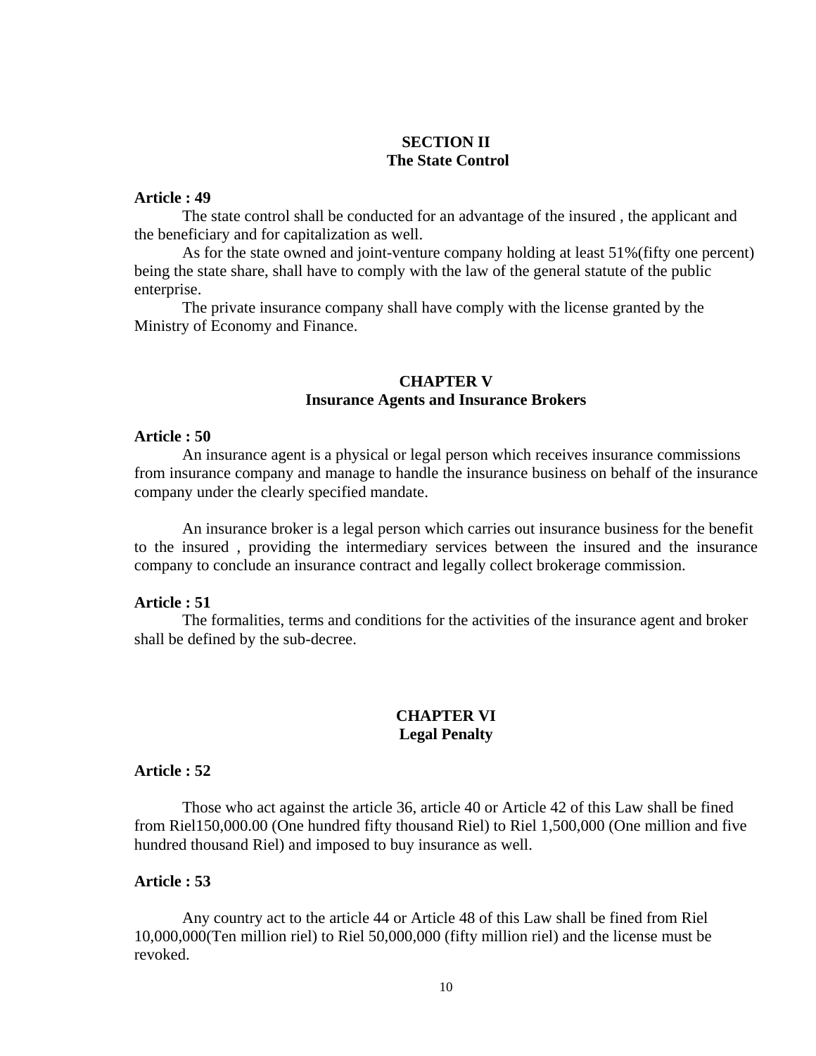## SECTION II
## The State Control

**Article : 49**

The state control shall be conducted for an advantage of the insured , the applicant and the beneficiary and for capitalization as well.

As for the state owned and joint-venture company holding at least 51%(fifty one percent) being the state share, shall have to comply with the law of the general statute of the public enterprise.

The private insurance company shall have comply with the license granted by the Ministry of Economy and Finance.

## CHAPTER V
## Insurance Agents and Insurance Brokers

**Article : 50**

An insurance agent is a physical or legal person which receives insurance commissions from insurance company and manage to handle the insurance business on behalf of the insurance company under the clearly specified mandate.

An insurance broker is a legal person which carries out insurance business for the benefit to the insured , providing the intermediary services between the insured and the insurance company to conclude an insurance contract and legally collect brokerage commission.

**Article : 51**

The formalities, terms and conditions for the activities of the insurance agent and broker shall be defined by the sub-decree.

## CHAPTER VI
## Legal Penalty

**Article : 52**

Those who act against the article 36, article 40 or Article 42 of this Law shall be fined from Riel150,000.00 (One hundred fifty thousand Riel) to Riel 1,500,000 (One million and five hundred thousand Riel) and imposed to buy insurance as well.

**Article : 53**

Any country act to the article 44 or Article 48 of this Law shall be fined from Riel 10,000,000(Ten million riel) to Riel 50,000,000 (fifty million riel) and the license must be revoked.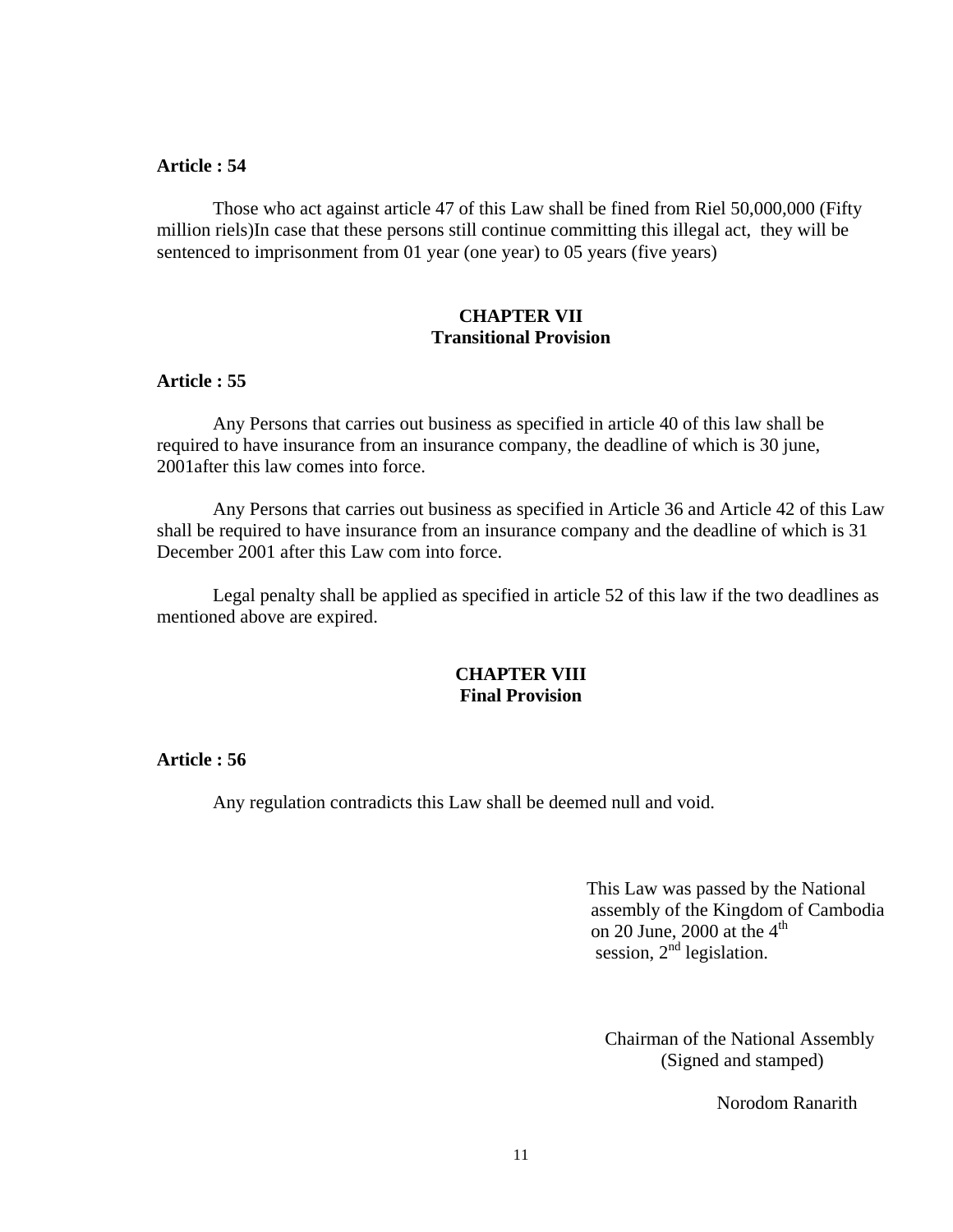**Article : 54**

Those who act against article 47 of this Law shall be fined from Riel 50,000,000 (Fifty million riels)In case that these persons still continue committing this illegal act, they will be sentenced to imprisonment from 01 year (one year) to 05 years (five years)

## CHAPTER VII
## Transitional Provision

**Article : 55**

Any Persons that carries out business as specified in article 40 of this law shall be required to have insurance from an insurance company, the deadline of which is 30 june, 2001after this law comes into force.

Any Persons that carries out business as specified in Article 36 and Article 42 of this Law shall be required to have insurance from an insurance company and the deadline of which is 31 December 2001 after this Law com into force.

Legal penalty shall be applied as specified in article 52 of this law if the two deadlines as mentioned above are expired.

## CHAPTER VIII
## Final Provision

**Article : 56**

Any regulation contradicts this Law shall be deemed null and void.

This Law was passed by the National assembly of the Kingdom of Cambodia on 20 June, 2000 at the 4th session, 2nd legislation.

Chairman of the National Assembly
(Signed and stamped)

Norodom Ranarith